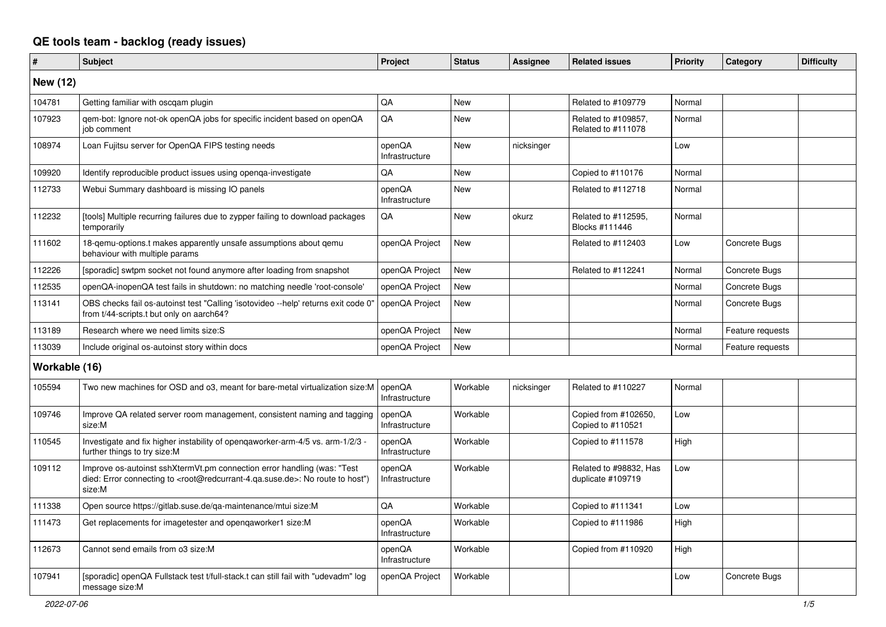# QE tools team - backlog (ready issues)

| # | Subject | Project | Status | Assignee | Related issues | Priority | Category | Difficulty |
|---|---|---|---|---|---|---|---|---|
| **New (12)** | | | | | | | | |
| 104781 | Getting familiar with oscqam plugin | QA | New | | Related to #109779 | Normal | | |
| 107923 | qem-bot: Ignore not-ok openQA jobs for specific incident based on openQA job comment | QA | New | | Related to #109857, Related to #111078 | Normal | | |
| 108974 | Loan Fujitsu server for OpenQA FIPS testing needs | openQA Infrastructure | New | nicksinger | | Low | | |
| 109920 | Identify reproducible product issues using openqa-investigate | QA | New | | Copied to #110176 | Normal | | |
| 112733 | Webui Summary dashboard is missing IO panels | openQA Infrastructure | New | | Related to #112718 | Normal | | |
| 112232 | [tools] Multiple recurring failures due to zypper failing to download packages temporarily | QA | New | okurz | Related to #112595, Blocks #111446 | Normal | | |
| 111602 | 18-qemu-options.t makes apparently unsafe assumptions about qemu behaviour with multiple params | openQA Project | New | | Related to #112403 | Low | Concrete Bugs | |
| 112226 | [sporadic] swtpm socket not found anymore after loading from snapshot | openQA Project | New | | Related to #112241 | Normal | Concrete Bugs | |
| 112535 | openQA-inopenQA test fails in shutdown: no matching needle 'root-console' | openQA Project | New | | | Normal | Concrete Bugs | |
| 113141 | OBS checks fail os-autoinst test "Calling 'isotovideo --help' returns exit code 0" from t/44-scripts.t but only on aarch64? | openQA Project | New | | | Normal | Concrete Bugs | |
| 113189 | Research where we need limits size:S | openQA Project | New | | | Normal | Feature requests | |
| 113039 | Include original os-autoinst story within docs | openQA Project | New | | | Normal | Feature requests | |
| **Workable (16)** | | | | | | | | |
| 105594 | Two new machines for OSD and o3, meant for bare-metal virtualization size:M | openQA Infrastructure | Workable | nicksinger | Related to #110227 | Normal | | |
| 109746 | Improve QA related server room management, consistent naming and tagging size:M | openQA Infrastructure | Workable | | Copied from #102650, Copied to #110521 | Low | | |
| 110545 | Investigate and fix higher instability of openqaworker-arm-4/5 vs. arm-1/2/3 - further things to try size:M | openQA Infrastructure | Workable | | Copied to #111578 | High | | |
| 109112 | Improve os-autoinst sshXtermVt.pm connection error handling (was: "Test died: Error connecting to <root@redcurrant-4.qa.suse.de>: No route to host") size:M | openQA Infrastructure | Workable | | Related to #98832, Has duplicate #109719 | Low | | |
| 111338 | Open source https://gitlab.suse.de/qa-maintenance/mtui size:M | QA | Workable | | Copied to #111341 | Low | | |
| 111473 | Get replacements for imagetester and openqaworker1 size:M | openQA Infrastructure | Workable | | Copied to #111986 | High | | |
| 112673 | Cannot send emails from o3 size:M | openQA Infrastructure | Workable | | Copied from #110920 | High | | |
| 107941 | [sporadic] openQA Fullstack test t/full-stack.t can still fail with "udevadm" log message size:M | openQA Project | Workable | | | Low | Concrete Bugs | |

*2022-07-06*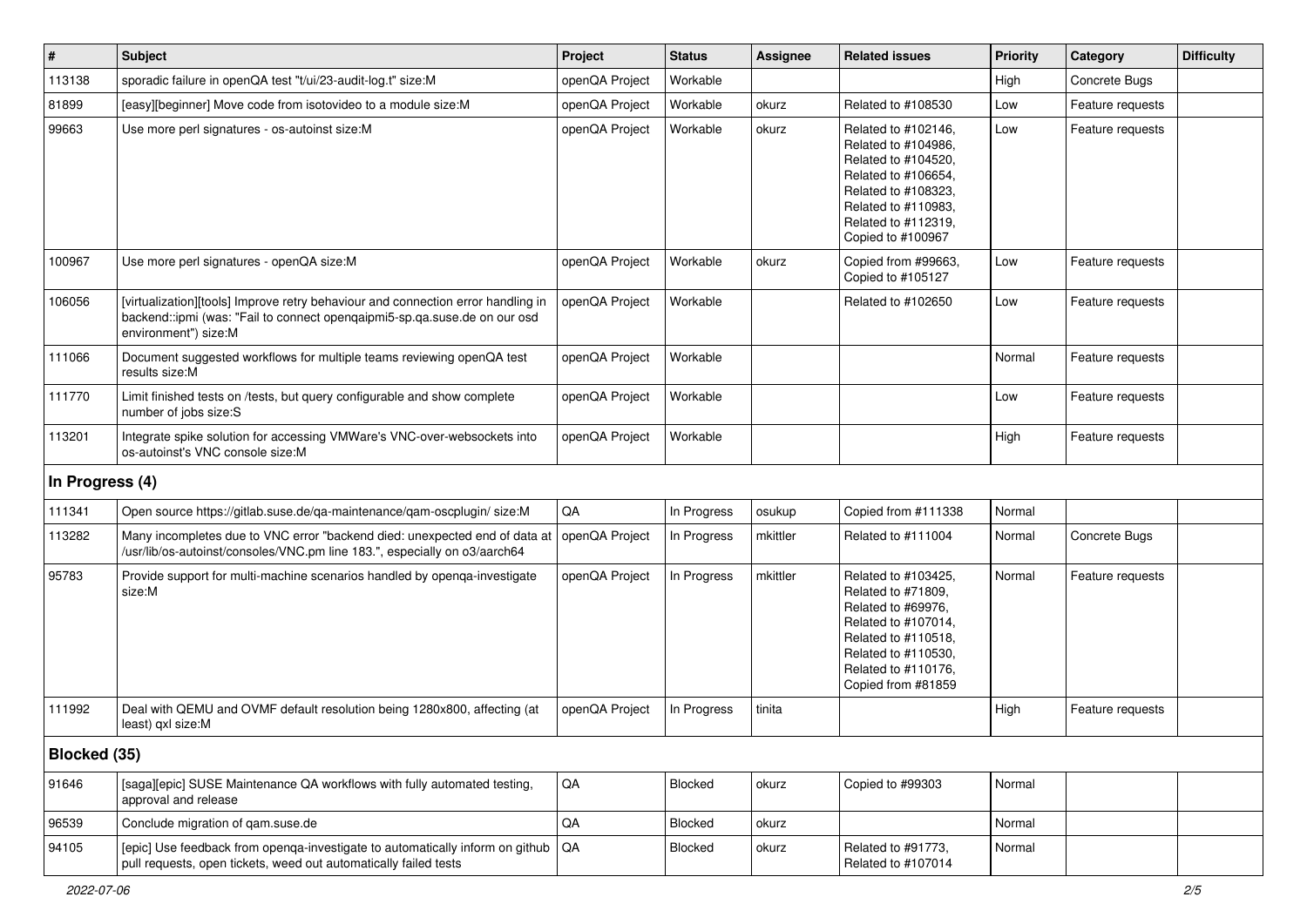| # | Subject | Project | Status | Assignee | Related issues | Priority | Category | Difficulty |
|---|---|---|---|---|---|---|---|---|
| 113138 | sporadic failure in openQA test "t/ui/23-audit-log.t" size:M | openQA Project | Workable | | | High | Concrete Bugs | |
| 81899 | [easy][beginner] Move code from isotovideo to a module size:M | openQA Project | Workable | okurz | Related to #108530 | Low | Feature requests | |
| 99663 | Use more perl signatures - os-autoinst size:M | openQA Project | Workable | okurz | Related to #102146, Related to #104986, Related to #104520, Related to #106654, Related to #108323, Related to #110983, Related to #112319, Copied to #100967 | Low | Feature requests | |
| 100967 | Use more perl signatures - openQA size:M | openQA Project | Workable | okurz | Copied from #99663, Copied to #105127 | Low | Feature requests | |
| 106056 | [virtualization][tools] Improve retry behaviour and connection error handling in backend::ipmi (was: "Fail to connect openqaipmi5-sp.qa.suse.de on our osd environment") size:M | openQA Project | Workable | | Related to #102650 | Low | Feature requests | |
| 111066 | Document suggested workflows for multiple teams reviewing openQA test results size:M | openQA Project | Workable | | | Normal | Feature requests | |
| 111770 | Limit finished tests on /tests, but query configurable and show complete number of jobs size:S | openQA Project | Workable | | | Low | Feature requests | |
| 113201 | Integrate spike solution for accessing VMWare's VNC-over-websockets into os-autoinst's VNC console size:M | openQA Project | Workable | | | High | Feature requests | |
| **In Progress (4)** | | | | | | | | |
| 111341 | Open source https://gitlab.suse.de/qa-maintenance/qam-oscplugin/ size:M | QA | In Progress | osukup | Copied from #111338 | Normal | | |
| 113282 | Many incompletes due to VNC error "backend died: unexpected end of data at /usr/lib/os-autoinst/consoles/VNC.pm line 183.", especially on o3/aarch64 | openQA Project | In Progress | mkittler | Related to #111004 | Normal | Concrete Bugs | |
| 95783 | Provide support for multi-machine scenarios handled by openqa-investigate size:M | openQA Project | In Progress | mkittler | Related to #103425, Related to #71809, Related to #69976, Related to #107014, Related to #110518, Related to #110530, Related to #110176, Copied from #81859 | Normal | Feature requests | |
| 111992 | Deal with QEMU and OVMF default resolution being 1280x800, affecting (at least) qxl size:M | openQA Project | In Progress | tinita | | High | Feature requests | |
| **Blocked (35)** | | | | | | | | |
| 91646 | [saga][epic] SUSE Maintenance QA workflows with fully automated testing, approval and release | QA | Blocked | okurz | Copied to #99303 | Normal | | |
| 96539 | Conclude migration of qam.suse.de | QA | Blocked | okurz | | Normal | | |
| 94105 | [epic] Use feedback from openqa-investigate to automatically inform on github pull requests, open tickets, weed out automatically failed tests | QA | Blocked | okurz | Related to #91773, Related to #107014 | Normal | | |

*2022-07-06*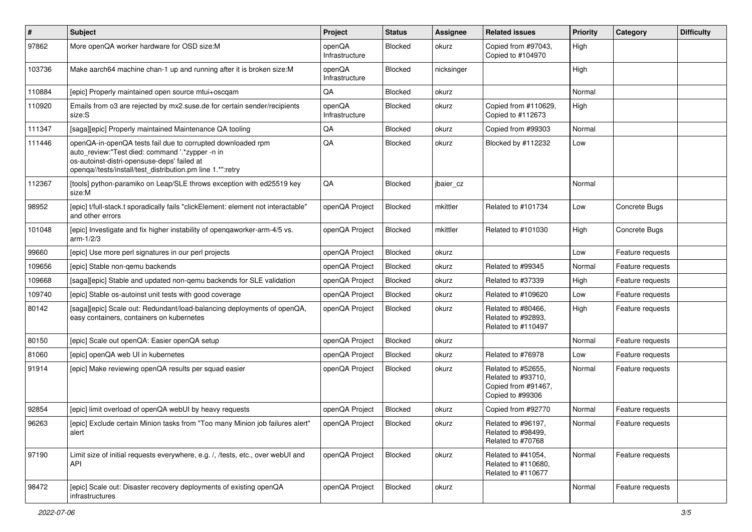| # | Subject | Project | Status | Assignee | Related issues | Priority | Category | Difficulty |
| --- | --- | --- | --- | --- | --- | --- | --- | --- |
| 97862 | More openQA worker hardware for OSD size:M | openQA Infrastructure | Blocked | okurz | Copied from #97043, Copied to #104970 | High | | |
| 103736 | Make aarch64 machine chan-1 up and running after it is broken size:M | openQA Infrastructure | Blocked | nicksinger | | High | | |
| 110884 | [epic] Properly maintained open source mtui+oscqam | QA | Blocked | okurz | | Normal | | |
| 110920 | Emails from o3 are rejected by mx2.suse.de for certain sender/recipients size:S | openQA Infrastructure | Blocked | okurz | Copied from #110629, Copied to #112673 | High | | |
| 111347 | [saga][epic] Properly maintained Maintenance QA tooling | QA | Blocked | okurz | Copied from #99303 | Normal | | |
| 111446 | openQA-in-openQA tests fail due to corrupted downloaded rpm auto_review:"Test died: command '.*zypper -n in os-autoinst-distri-opensuse-deps' failed at openqa//tests/install/test_distribution.pm line 1.*":retry | QA | Blocked | okurz | Blocked by #112232 | Low | | |
| 112367 | [tools] python-paramiko on Leap/SLE throws exception with ed25519 key size:M | QA | Blocked | jbaier_cz | | Normal | | |
| 98952 | [epic] t/full-stack.t sporadically fails "clickElement: element not interactable" and other errors | openQA Project | Blocked | mkittler | Related to #101734 | Low | Concrete Bugs | |
| 101048 | [epic] Investigate and fix higher instability of openqaworker-arm-4/5 vs. arm-1/2/3 | openQA Project | Blocked | mkittler | Related to #101030 | High | Concrete Bugs | |
| 99660 | [epic] Use more perl signatures in our perl projects | openQA Project | Blocked | okurz | | Low | Feature requests | |
| 109656 | [epic] Stable non-qemu backends | openQA Project | Blocked | okurz | Related to #99345 | Normal | Feature requests | |
| 109668 | [saga][epic] Stable and updated non-qemu backends for SLE validation | openQA Project | Blocked | okurz | Related to #37339 | High | Feature requests | |
| 109740 | [epic] Stable os-autoinst unit tests with good coverage | openQA Project | Blocked | okurz | Related to #109620 | Low | Feature requests | |
| 80142 | [saga][epic] Scale out: Redundant/load-balancing deployments of openQA, easy containers, containers on kubernetes | openQA Project | Blocked | okurz | Related to #80466, Related to #92893, Related to #110497 | High | Feature requests | |
| 80150 | [epic] Scale out openQA: Easier openQA setup | openQA Project | Blocked | okurz | | Normal | Feature requests | |
| 81060 | [epic] openQA web UI in kubernetes | openQA Project | Blocked | okurz | Related to #76978 | Low | Feature requests | |
| 91914 | [epic] Make reviewing openQA results per squad easier | openQA Project | Blocked | okurz | Related to #52655, Related to #93710, Copied from #91467, Copied to #99306 | Normal | Feature requests | |
| 92854 | [epic] limit overload of openQA webUI by heavy requests | openQA Project | Blocked | okurz | Copied from #92770 | Normal | Feature requests | |
| 96263 | [epic] Exclude certain Minion tasks from "Too many Minion job failures alert" alert | openQA Project | Blocked | okurz | Related to #96197, Related to #98499, Related to #70768 | Normal | Feature requests | |
| 97190 | Limit size of initial requests everywhere, e.g. /, /tests, etc., over webUI and API | openQA Project | Blocked | okurz | Related to #41054, Related to #110680, Related to #110677 | Normal | Feature requests | |
| 98472 | [epic] Scale out: Disaster recovery deployments of existing openQA infrastructures | openQA Project | Blocked | okurz | | Normal | Feature requests | |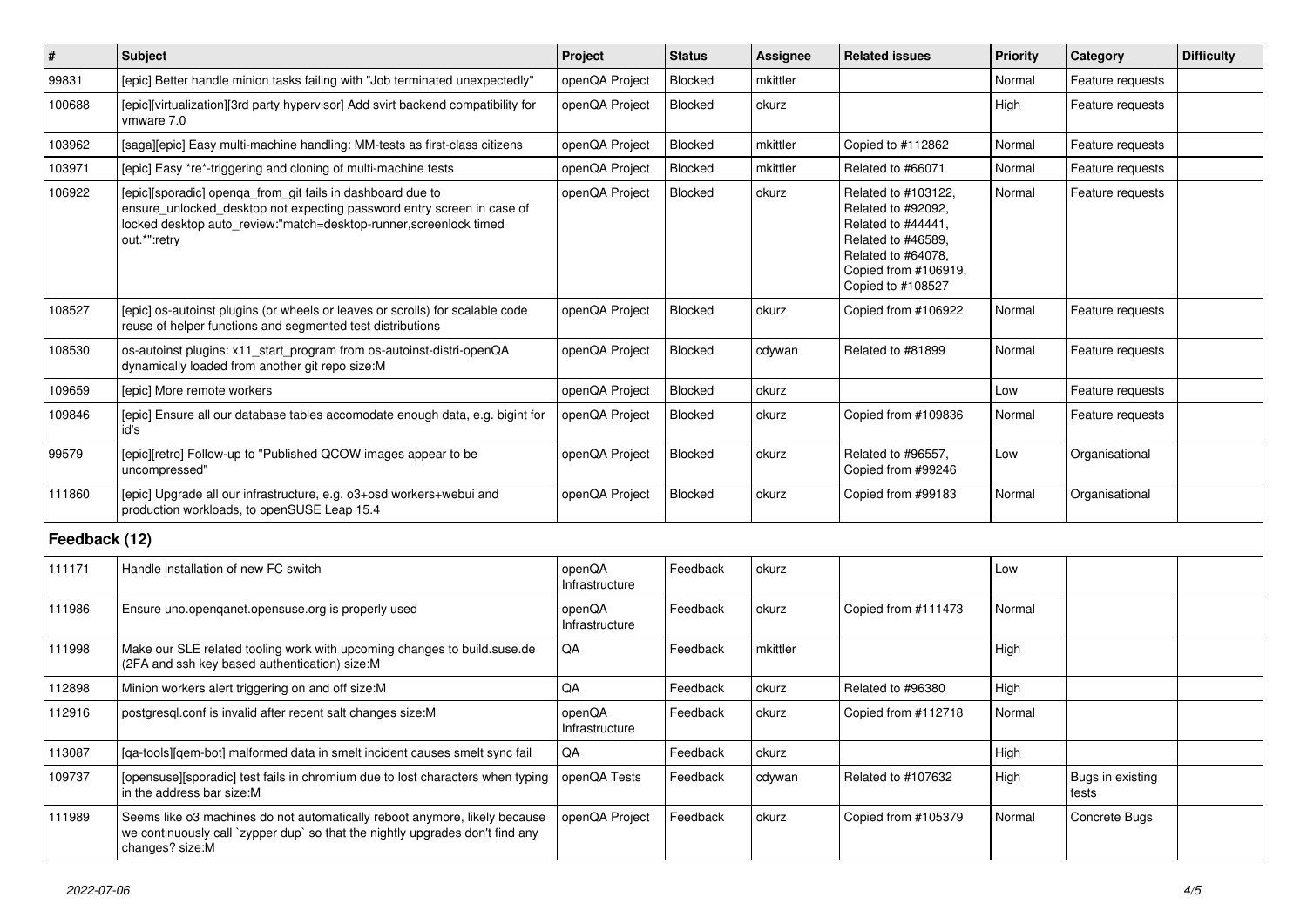| # | Subject | Project | Status | Assignee | Related issues | Priority | Category | Difficulty |
|---|---|---|---|---|---|---|---|---|
| 99831 | [epic] Better handle minion tasks failing with "Job terminated unexpectedly" | openQA Project | Blocked | mkittler | | Normal | Feature requests | |
| 100688 | [epic][virtualization][3rd party hypervisor] Add svirt backend compatibility for vmware 7.0 | openQA Project | Blocked | okurz | | High | Feature requests | |
| 103962 | [saga][epic] Easy multi-machine handling: MM-tests as first-class citizens | openQA Project | Blocked | mkittler | Copied to #112862 | Normal | Feature requests | |
| 103971 | [epic] Easy *re*-triggering and cloning of multi-machine tests | openQA Project | Blocked | mkittler | Related to #66071 | Normal | Feature requests | |
| 106922 | [epic][sporadic] openqa_from_git fails in dashboard due to ensure_unlocked_desktop not expecting password entry screen in case of locked desktop auto_review:"match=desktop-runner,screenlock timed out.*":retry | openQA Project | Blocked | okurz | Related to #103122, Related to #92092, Related to #44441, Related to #46589, Related to #64078, Copied from #106919, Copied to #108527 | Normal | Feature requests | |
| 108527 | [epic] os-autoinst plugins (or wheels or leaves or scrolls) for scalable code reuse of helper functions and segmented test distributions | openQA Project | Blocked | okurz | Copied from #106922 | Normal | Feature requests | |
| 108530 | os-autoinst plugins: x11_start_program from os-autoinst-distri-openQA dynamically loaded from another git repo size:M | openQA Project | Blocked | cdywan | Related to #81899 | Normal | Feature requests | |
| 109659 | [epic] More remote workers | openQA Project | Blocked | okurz | | Low | Feature requests | |
| 109846 | [epic] Ensure all our database tables accomodate enough data, e.g. bigint for id's | openQA Project | Blocked | okurz | Copied from #109836 | Normal | Feature requests | |
| 99579 | [epic][retro] Follow-up to "Published QCOW images appear to be uncompressed" | openQA Project | Blocked | okurz | Related to #96557, Copied from #99246 | Low | Organisational | |
| 111860 | [epic] Upgrade all our infrastructure, e.g. o3+osd workers+webui and production workloads, to openSUSE Leap 15.4 | openQA Project | Blocked | okurz | Copied from #99183 | Normal | Organisational | |
| **Feedback (12)** | | | | | | | | |
| 111171 | Handle installation of new FC switch | openQA Infrastructure | Feedback | okurz | | Low | | |
| 111986 | Ensure uno.openqanet.opensuse.org is properly used | openQA Infrastructure | Feedback | okurz | Copied from #111473 | Normal | | |
| 111998 | Make our SLE related tooling work with upcoming changes to build.suse.de (2FA and ssh key based authentication) size:M | QA | Feedback | mkittler | | High | | |
| 112898 | Minion workers alert triggering on and off size:M | QA | Feedback | okurz | Related to #96380 | High | | |
| 112916 | postgresql.conf is invalid after recent salt changes size:M | openQA Infrastructure | Feedback | okurz | Copied from #112718 | Normal | | |
| 113087 | [qa-tools][qem-bot] malformed data in smelt incident causes smelt sync fail | QA | Feedback | okurz | | High | | |
| 109737 | [opensuse][sporadic] test fails in chromium due to lost characters when typing in the address bar size:M | openQA Tests | Feedback | cdywan | Related to #107632 | High | Bugs in existing tests | |
| 111989 | Seems like o3 machines do not automatically reboot anymore, likely because we continuously call `zypper dup` so that the nightly upgrades don't find any changes? size:M | openQA Project | Feedback | okurz | Copied from #105379 | Normal | Concrete Bugs | |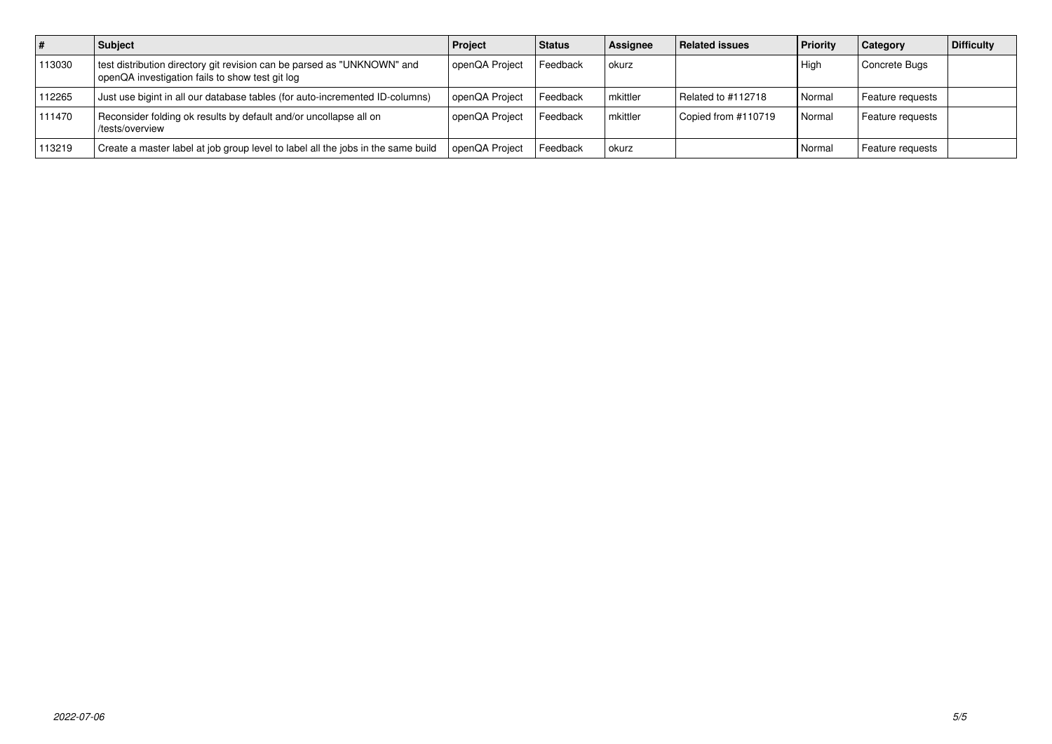| # | Subject | Project | Status | Assignee | Related issues | Priority | Category | Difficulty |
|---|---|---|---|---|---|---|---|---|
| 113030 | test distribution directory git revision can be parsed as "UNKNOWN" and openQA investigation fails to show test git log | openQA Project | Feedback | okurz | | High | Concrete Bugs | |
| 112265 | Just use bigint in all our database tables (for auto-incremented ID-columns) | openQA Project | Feedback | mkittler | Related to #112718 | Normal | Feature requests | |
| 111470 | Reconsider folding ok results by default and/or uncollapse all on /tests/overview | openQA Project | Feedback | mkittler | Copied from #110719 | Normal | Feature requests | |
| 113219 | Create a master label at job group level to label all the jobs in the same build | openQA Project | Feedback | okurz | | Normal | Feature requests | |